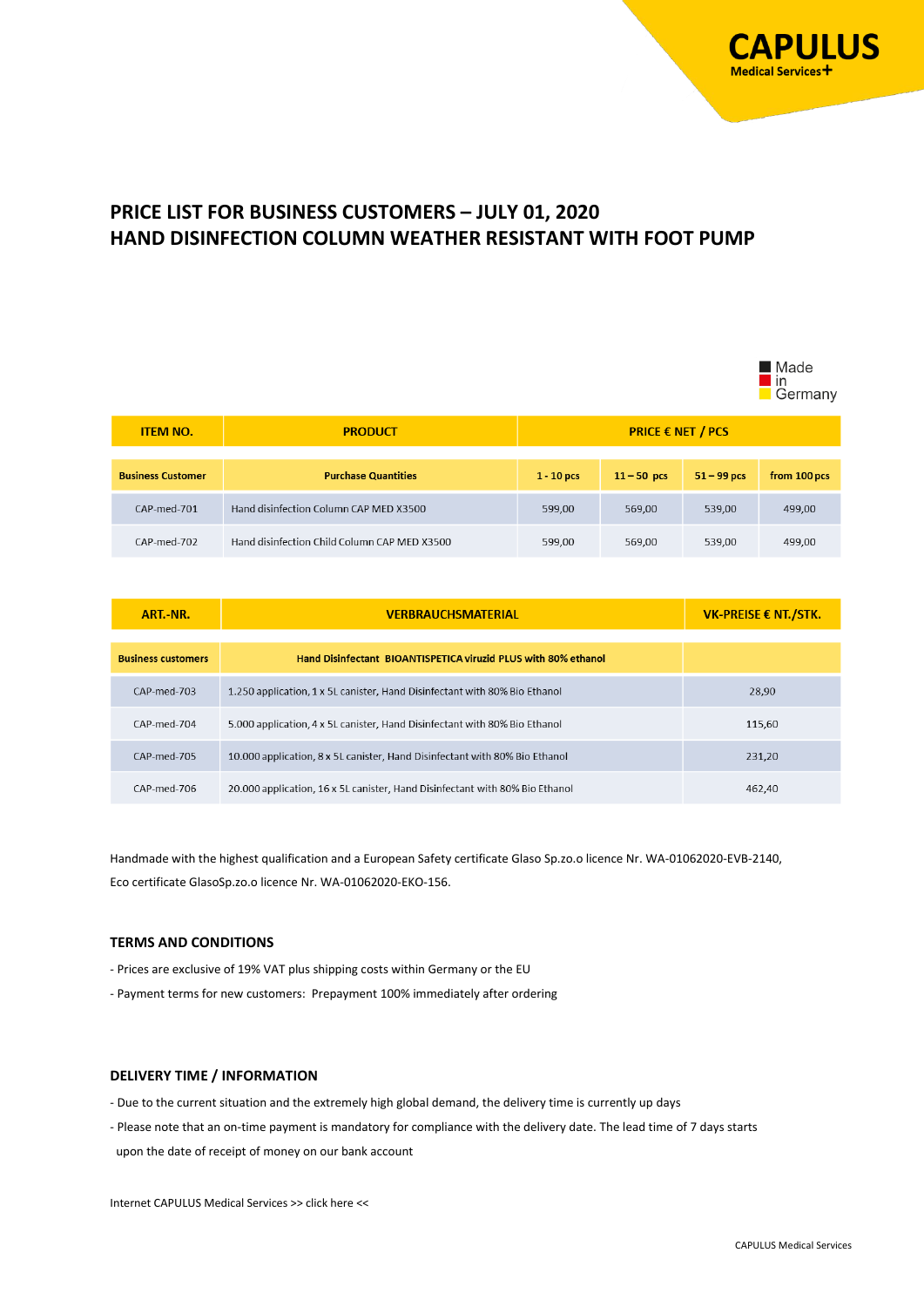CAPULUS
Medical Services+

# PRICE LIST FOR BUSINESS CUSTOMERS – JULY 01, 2020
# HAND DISINFECTION COLUMN WEATHER RESISTANT WITH FOOT PUMP

Made in Germany

| ITEM NO. | PRODUCT | PRICE € NET / PCS | | | |
|---|---|---|---|---|---|
| **Business Customer** | **Purchase Quantities** | **1 - 10 pcs** | **11 – 50 pcs** | **51 – 99 pcs** | **from 100 pcs** |
| CAP-med-701 | Hand disinfection Column CAP MED X3500 | 599,00 | 569,00 | 539,00 | 499,00 |
| CAP-med-702 | Hand disinfection Child Column CAP MED X3500 | 599,00 | 569,00 | 539,00 | 499,00 |

| ART.-NR. | VERBRAUCHSMATERIAL | VK-PREISE € NT./STK. |
|---|---|---|
| **Business customers** | **Hand Disinfectant BIOANTISPETICA viruzid PLUS with 80% ethanol** | |
| CAP-med-703 | 1.250 application, 1 x 5L canister, Hand Disinfectant with 80% Bio Ethanol | 28,90 |
| CAP-med-704 | 5.000 application, 4 x 5L canister, Hand Disinfectant with 80% Bio Ethanol | 115,60 |
| CAP-med-705 | 10.000 application, 8 x 5L canister, Hand Disinfectant with 80% Bio Ethanol | 231,20 |
| CAP-med-706 | 20.000 application, 16 x 5L canister, Hand Disinfectant with 80% Bio Ethanol | 462,40 |

Handmade with the highest qualification and a European Safety certificate Glaso Sp.zo.o licence Nr. WA-01062020-EVB-2140, Eco certificate GlasoSp.zo.o licence Nr. WA-01062020-EKO-156.

### TERMS AND CONDITIONS

- Prices are exclusive of 19% VAT plus shipping costs within Germany or the EU
- Payment terms for new customers: Prepayment 100% immediately after ordering

### DELIVERY TIME / INFORMATION

- Due to the current situation and the extremely high global demand, the delivery time is currently up days
- Please note that an on-time payment is mandatory for compliance with the delivery date. The lead time of 7 days starts upon the date of receipt of money on our bank account

Internet CAPULUS Medical Services >> click here <<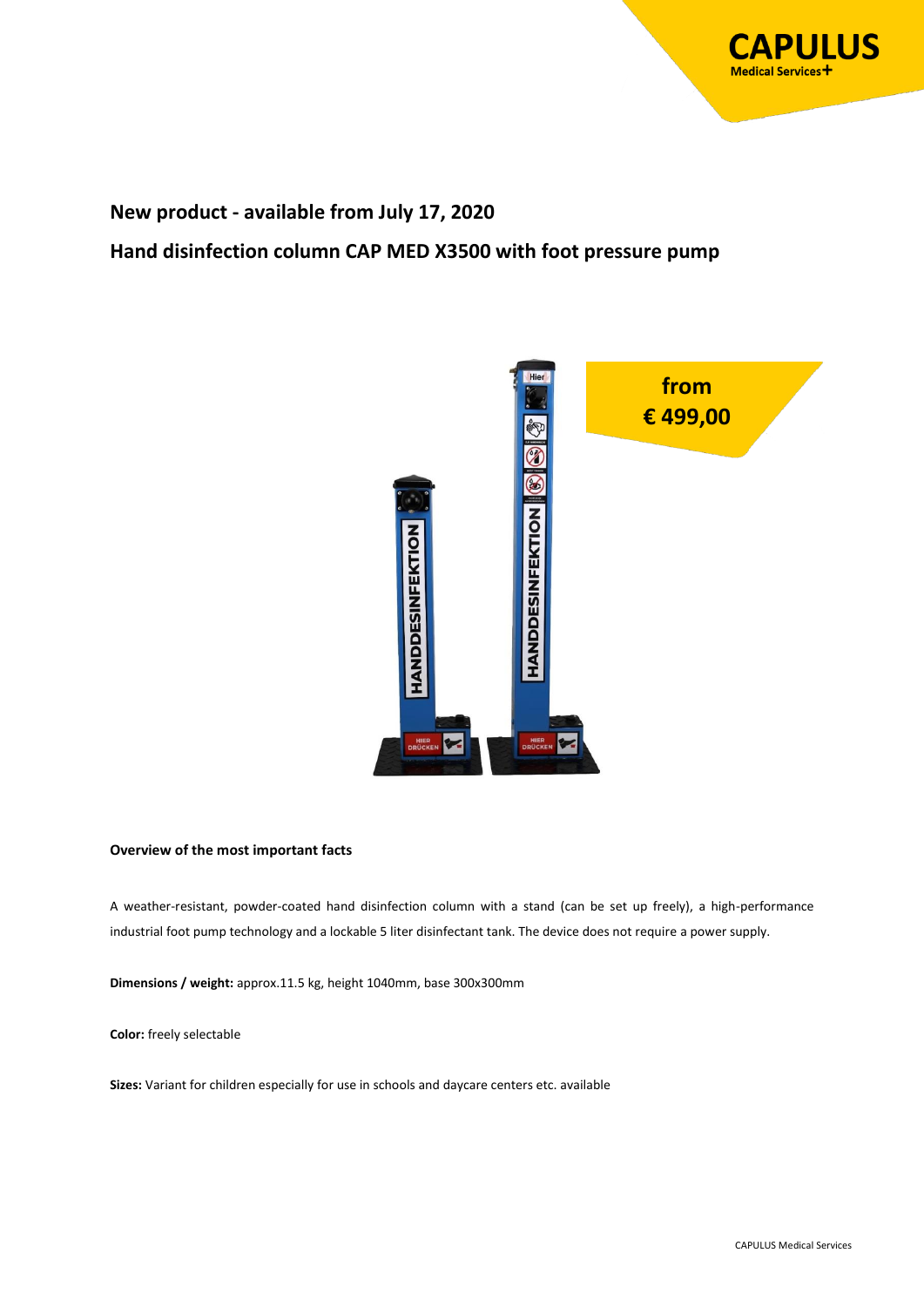## New product - available from July 17, 2020

## Hand disinfection column CAP MED X3500 with foot pressure pump

from
€ 499,00

**Overview of the most important facts**

A weather-resistant, powder-coated hand disinfection column with a stand (can be set up freely), a high-performance industrial foot pump technology and a lockable 5 liter disinfectant tank. The device does not require a power supply.

**Dimensions / weight:** approx.11.5 kg, height 1040mm, base 300x300mm

**Color:** freely selectable

**Sizes:** Variant for children especially for use in schools and daycare centers etc. available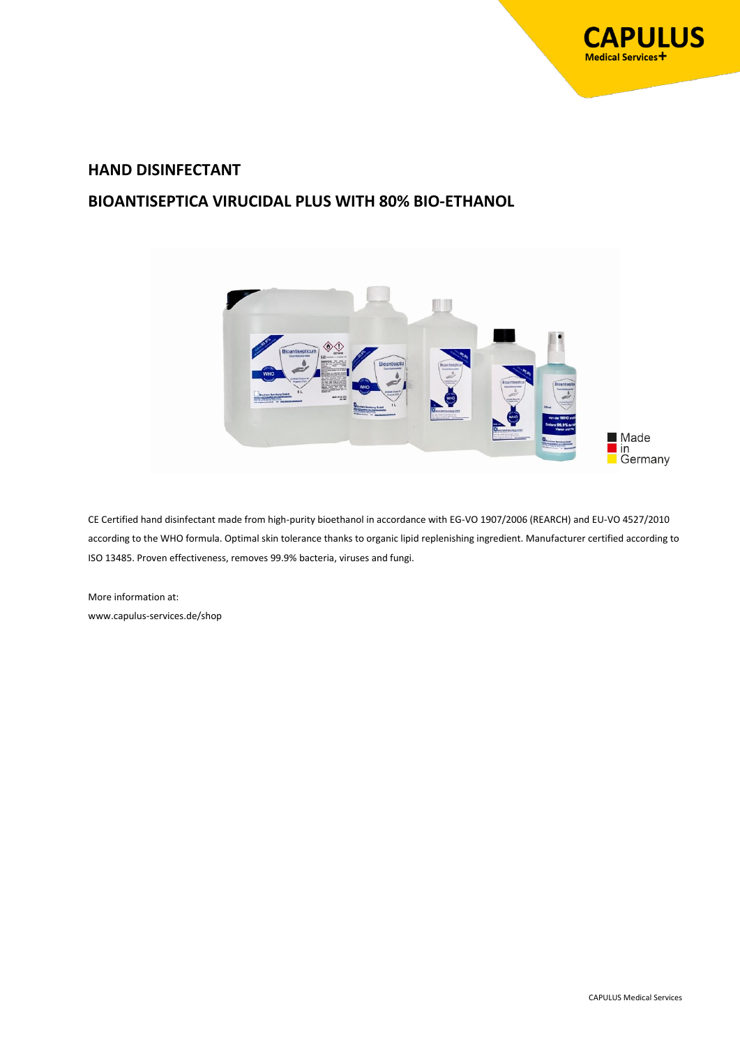# HAND DISINFECTANT

## BIOANTISEPTICA VIRUCIDAL PLUS WITH 80% BIO-ETHANOL

CE Certified hand disinfectant made from high-purity bioethanol in accordance with EG-VO 1907/2006 (REARCH) and EU-VO 4527/2010 according to the WHO formula. Optimal skin tolerance thanks to organic lipid replenishing ingredient. Manufacturer certified according to ISO 13485. Proven effectiveness, removes 99.9% bacteria, viruses and fungi.

More information at:
www.capulus-services.de/shop